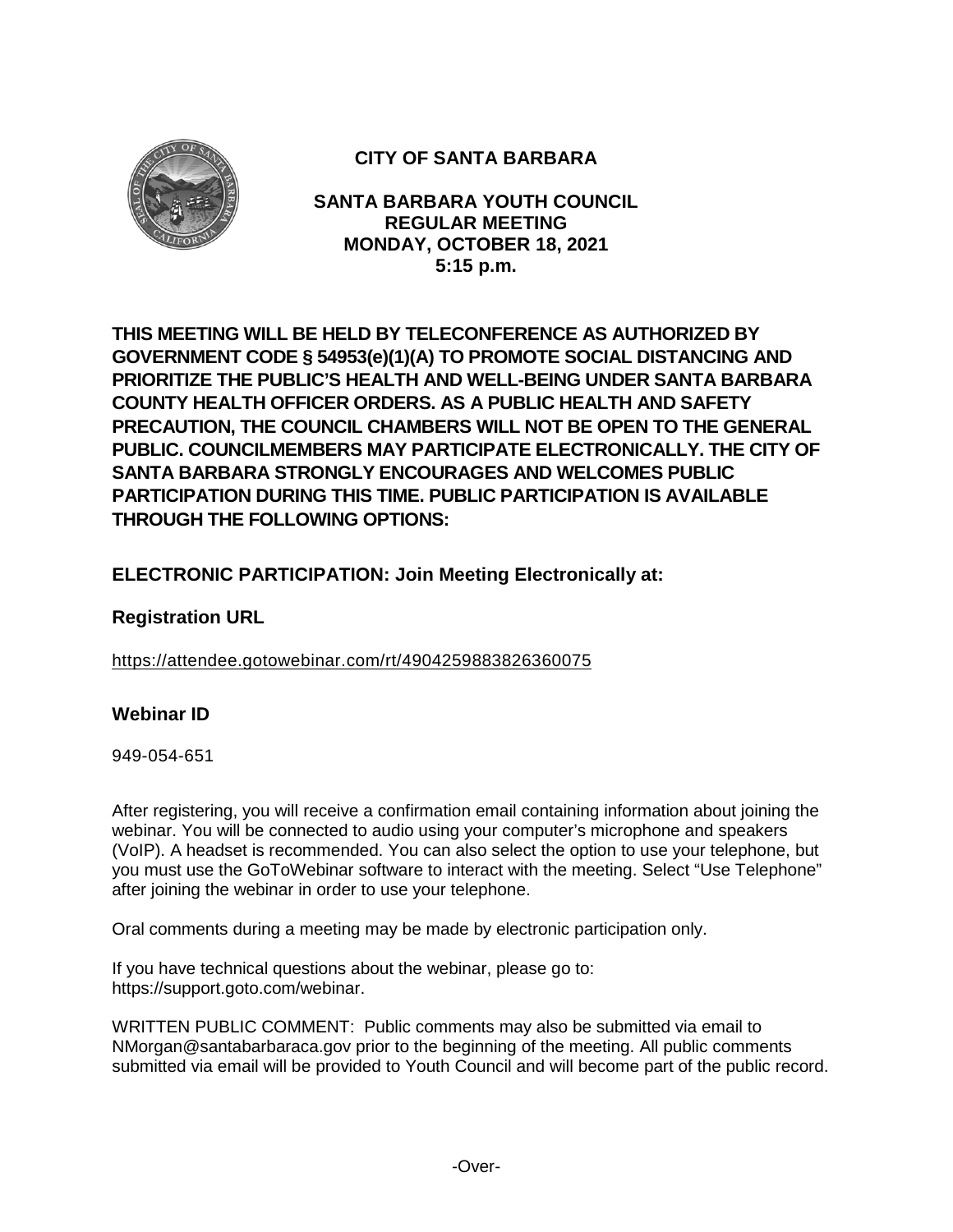# CITY OF SANTA BARBARA

## SANTA BARBARA YOUTH COUNCIL
## REGULAR MEETING
## MONDAY, OCTOBER 18, 2021
## 5:15 p.m.

**THIS MEETING WILL BE HELD BY TELECONFERENCE AS AUTHORIZED BY GOVERNMENT CODE § 54953(e)(1)(A) TO PROMOTE SOCIAL DISTANCING AND PRIORITIZE THE PUBLIC'S HEALTH AND WELL-BEING UNDER SANTA BARBARA COUNTY HEALTH OFFICER ORDERS. AS A PUBLIC HEALTH AND SAFETY PRECAUTION, THE COUNCIL CHAMBERS WILL NOT BE OPEN TO THE GENERAL PUBLIC. COUNCILMEMBERS MAY PARTICIPATE ELECTRONICALLY. THE CITY OF SANTA BARBARA STRONGLY ENCOURAGES AND WELCOMES PUBLIC PARTICIPATION DURING THIS TIME. PUBLIC PARTICIPATION IS AVAILABLE THROUGH THE FOLLOWING OPTIONS:**

### ELECTRONIC PARTICIPATION: Join Meeting Electronically at:

### Registration URL

https://attendee.gotowebinar.com/rt/4904259883826360075

### Webinar ID

949-054-651

After registering, you will receive a confirmation email containing information about joining the webinar. You will be connected to audio using your computer's microphone and speakers (VoIP). A headset is recommended. You can also select the option to use your telephone, but you must use the GoToWebinar software to interact with the meeting. Select "Use Telephone" after joining the webinar in order to use your telephone.

Oral comments during a meeting may be made by electronic participation only.

If you have technical questions about the webinar, please go to: https://support.goto.com/webinar.

WRITTEN PUBLIC COMMENT: Public comments may also be submitted via email to NMorgan@santabarbaraca.gov prior to the beginning of the meeting. All public comments submitted via email will be provided to Youth Council and will become part of the public record.

-Over-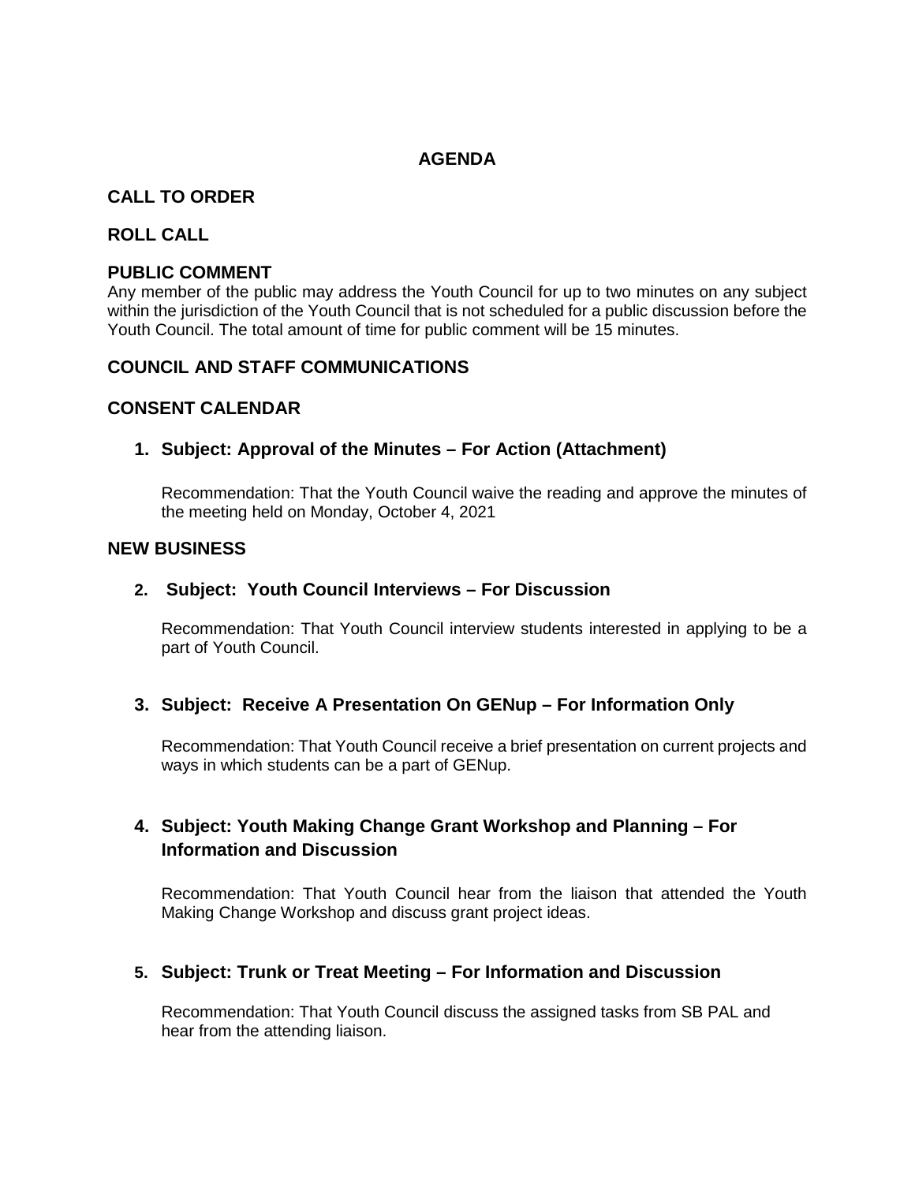# AGENDA

## CALL TO ORDER

## ROLL CALL

## PUBLIC COMMENT

Any member of the public may address the Youth Council for up to two minutes on any subject within the jurisdiction of the Youth Council that is not scheduled for a public discussion before the Youth Council. The total amount of time for public comment will be 15 minutes.

## COUNCIL AND STAFF COMMUNICATIONS

## CONSENT CALENDAR

### 1. Subject: Approval of the Minutes – For Action (Attachment)

Recommendation: That the Youth Council waive the reading and approve the minutes of the meeting held on Monday, October 4, 2021

## NEW BUSINESS

### 2. Subject: Youth Council Interviews – For Discussion

Recommendation: That Youth Council interview students interested in applying to be a part of Youth Council.

### 3. Subject: Receive A Presentation On GENup – For Information Only

Recommendation: That Youth Council receive a brief presentation on current projects and ways in which students can be a part of GENup.

### 4. Subject: Youth Making Change Grant Workshop and Planning – For Information and Discussion

Recommendation: That Youth Council hear from the liaison that attended the Youth Making Change Workshop and discuss grant project ideas.

### 5. Subject: Trunk or Treat Meeting – For Information and Discussion

Recommendation: That Youth Council discuss the assigned tasks from SB PAL and hear from the attending liaison.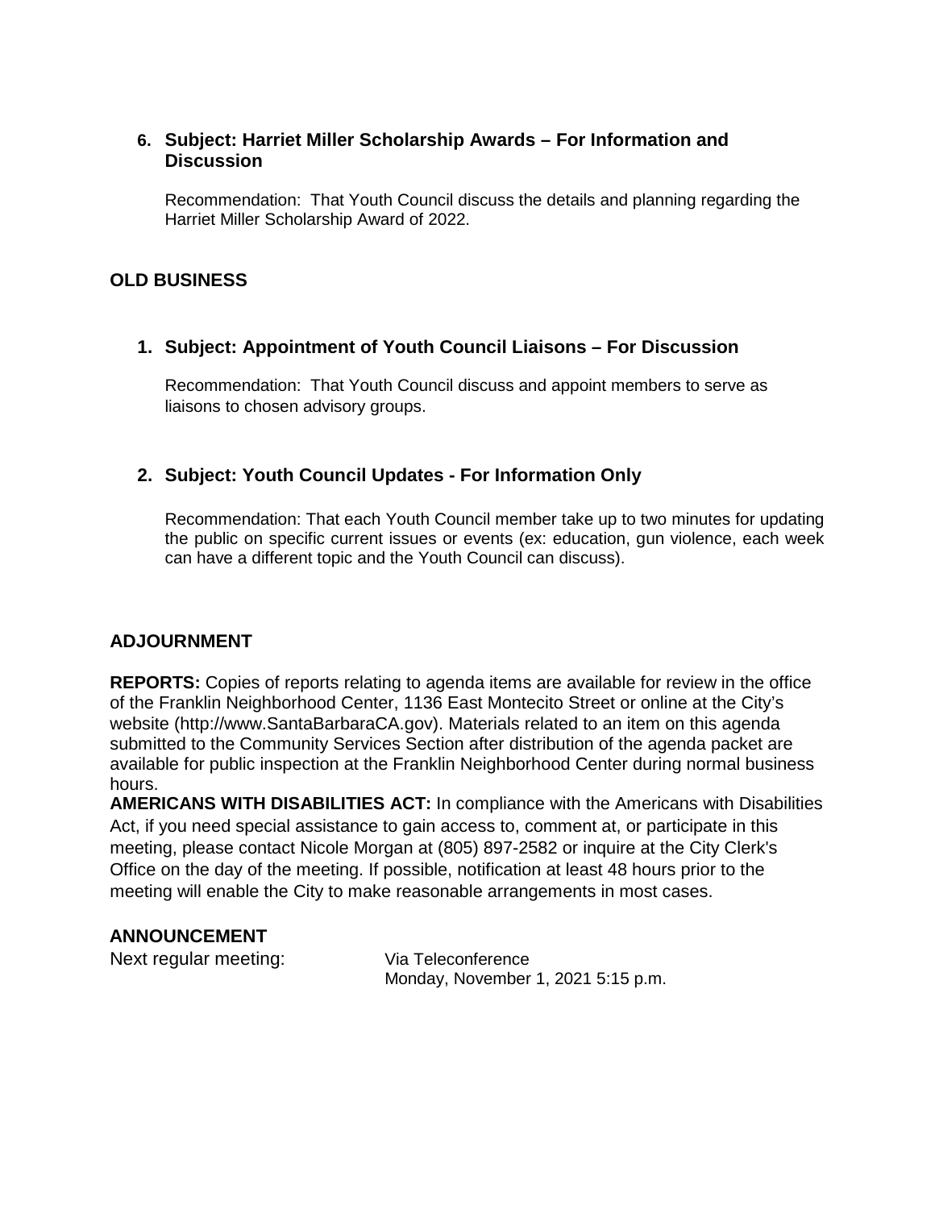6. **Subject: Harriet Miller Scholarship Awards – For Information and Discussion**

   Recommendation: That Youth Council discuss the details and planning regarding the Harriet Miller Scholarship Award of 2022.

## OLD BUSINESS

1. **Subject: Appointment of Youth Council Liaisons – For Discussion**

   Recommendation: That Youth Council discuss and appoint members to serve as liaisons to chosen advisory groups.

2. **Subject: Youth Council Updates - For Information Only**

   Recommendation: That each Youth Council member take up to two minutes for updating the public on specific current issues or events (ex: education, gun violence, each week can have a different topic and the Youth Council can discuss).

## ADJOURNMENT

**REPORTS:** Copies of reports relating to agenda items are available for review in the office of the Franklin Neighborhood Center, 1136 East Montecito Street or online at the City's website (http://www.SantaBarbaraCA.gov). Materials related to an item on this agenda submitted to the Community Services Section after distribution of the agenda packet are available for public inspection at the Franklin Neighborhood Center during normal business hours.

**AMERICANS WITH DISABILITIES ACT:** In compliance with the Americans with Disabilities Act, if you need special assistance to gain access to, comment at, or participate in this meeting, please contact Nicole Morgan at (805) 897-2582 or inquire at the City Clerk's Office on the day of the meeting. If possible, notification at least 48 hours prior to the meeting will enable the City to make reasonable arrangements in most cases.

## ANNOUNCEMENT

Next regular meeting: Via Teleconference
Monday, November 1, 2021 5:15 p.m.